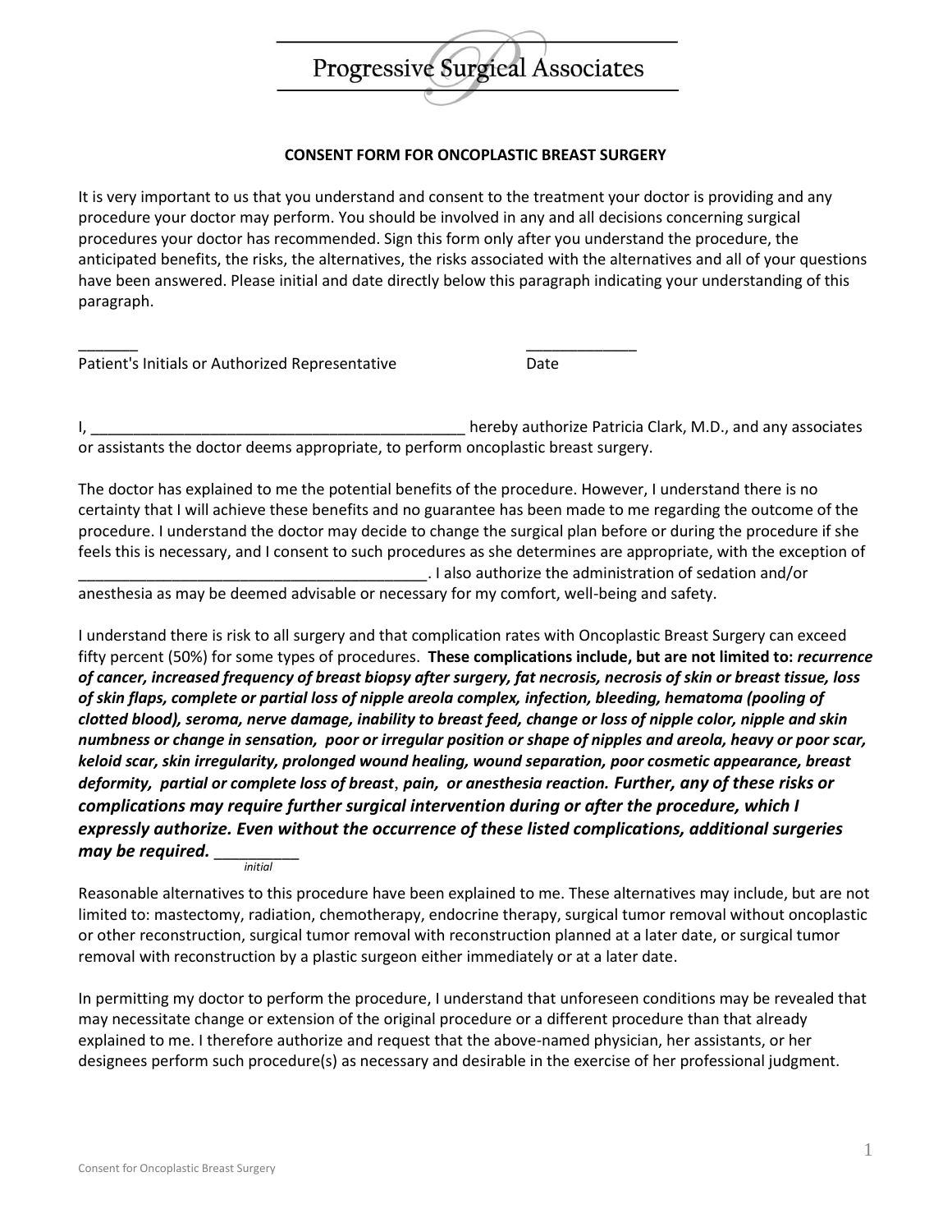Progressive Surgical Associates

**CONSENT FORM FOR ONCOPLASTIC BREAST SURGERY**

It is very important to us that you understand and consent to the treatment your doctor is providing and any procedure your doctor may perform. You should be involved in any and all decisions concerning surgical procedures your doctor has recommended. Sign this form only after you understand the procedure, the anticipated benefits, the risks, the alternatives, the risks associated with the alternatives and all of your questions have been answered. Please initial and date directly below this paragraph indicating your understanding of this paragraph.

_______ _____________

Patient's Initials or Authorized Representative Date

I, _____________________________________________ hereby authorize Patricia Clark, M.D., and any associates or assistants the doctor deems appropriate, to perform oncoplastic breast surgery.

The doctor has explained to me the potential benefits of the procedure. However, I understand there is no certainty that I will achieve these benefits and no guarantee has been made to me regarding the outcome of the procedure. I understand the doctor may decide to change the surgical plan before or during the procedure if she feels this is necessary, and I consent to such procedures as she determines are appropriate, with the exception of _________________________________________. I also authorize the administration of sedation and/or anesthesia as may be deemed advisable or necessary for my comfort, well-being and safety.

I understand there is risk to all surgery and that complication rates with Oncoplastic Breast Surgery can exceed fifty percent (50%) for some types of procedures. **These complications include, but are not limited to:** ***recurrence of cancer, increased frequency of breast biopsy after surgery, fat necrosis, necrosis of skin or breast tissue, loss of skin flaps, complete or partial loss of nipple areola complex, infection, bleeding, hematoma (pooling of clotted blood), seroma, nerve damage, inability to breast feed, change or loss of nipple color, nipple and skin numbness or change in sensation, poor or irregular position or shape of nipples and areola, heavy or poor scar, keloid scar, skin irregularity, prolonged wound healing, wound separation, poor cosmetic appearance, breast deformity, partial or complete loss of breast, pain, or anesthesia reaction. Further, any of these risks or complications may require further surgical intervention during or after the procedure, which I expressly authorize. Even without the occurrence of these listed complications, additional surgeries may be required.*** _________
*initial*

Reasonable alternatives to this procedure have been explained to me. These alternatives may include, but are not limited to: mastectomy, radiation, chemotherapy, endocrine therapy, surgical tumor removal without oncoplastic or other reconstruction, surgical tumor removal with reconstruction planned at a later date, or surgical tumor removal with reconstruction by a plastic surgeon either immediately or at a later date.

In permitting my doctor to perform the procedure, I understand that unforeseen conditions may be revealed that may necessitate change or extension of the original procedure or a different procedure than that already explained to me. I therefore authorize and request that the above-named physician, her assistants, or her designees perform such procedure(s) as necessary and desirable in the exercise of her professional judgment.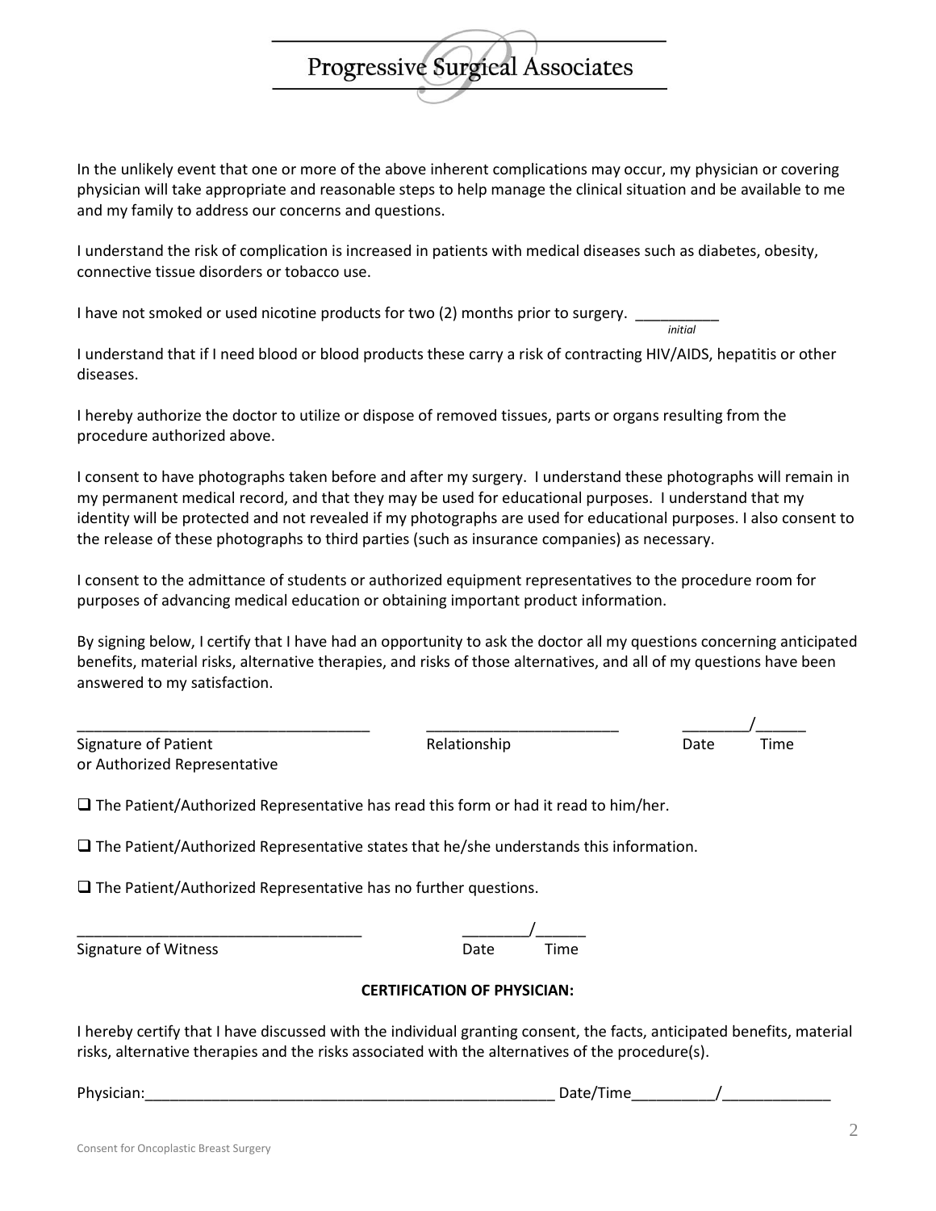In the unlikely event that one or more of the above inherent complications may occur, my physician or covering physician will take appropriate and reasonable steps to help manage the clinical situation and be available to me and my family to address our concerns and questions.

I understand the risk of complication is increased in patients with medical diseases such as diabetes, obesity, connective tissue disorders or tobacco use.

I have not smoked or used nicotine products for two (2) months prior to surgery. __________
*initial*

I understand that if I need blood or blood products these carry a risk of contracting HIV/AIDS, hepatitis or other diseases.

I hereby authorize the doctor to utilize or dispose of removed tissues, parts or organs resulting from the procedure authorized above.

I consent to have photographs taken before and after my surgery. I understand these photographs will remain in my permanent medical record, and that they may be used for educational purposes. I understand that my identity will be protected and not revealed if my photographs are used for educational purposes. I also consent to the release of these photographs to third parties (such as insurance companies) as necessary.

I consent to the admittance of students or authorized equipment representatives to the procedure room for purposes of advancing medical education or obtaining important product information.

By signing below, I certify that I have had an opportunity to ask the doctor all my questions concerning anticipated benefits, material risks, alternative therapies, and risks of those alternatives, and all of my questions have been answered to my satisfaction.

___________________________________ _______________________ ________/______
Signature of Patient or Authorized Representative — Relationship — Date Time

❑ The Patient/Authorized Representative has read this form or had it read to him/her.

❑ The Patient/Authorized Representative states that he/she understands this information.

❑ The Patient/Authorized Representative has no further questions.

_________________________________ ________/______
Signature of Witness — Date Time

**CERTIFICATION OF PHYSICIAN:**

I hereby certify that I have discussed with the individual granting consent, the facts, anticipated benefits, material risks, alternative therapies and the risks associated with the alternatives of the procedure(s).

Physician:__________________________________________________ Date/Time__________/_____________

Consent for Oncoplastic Breast Surgery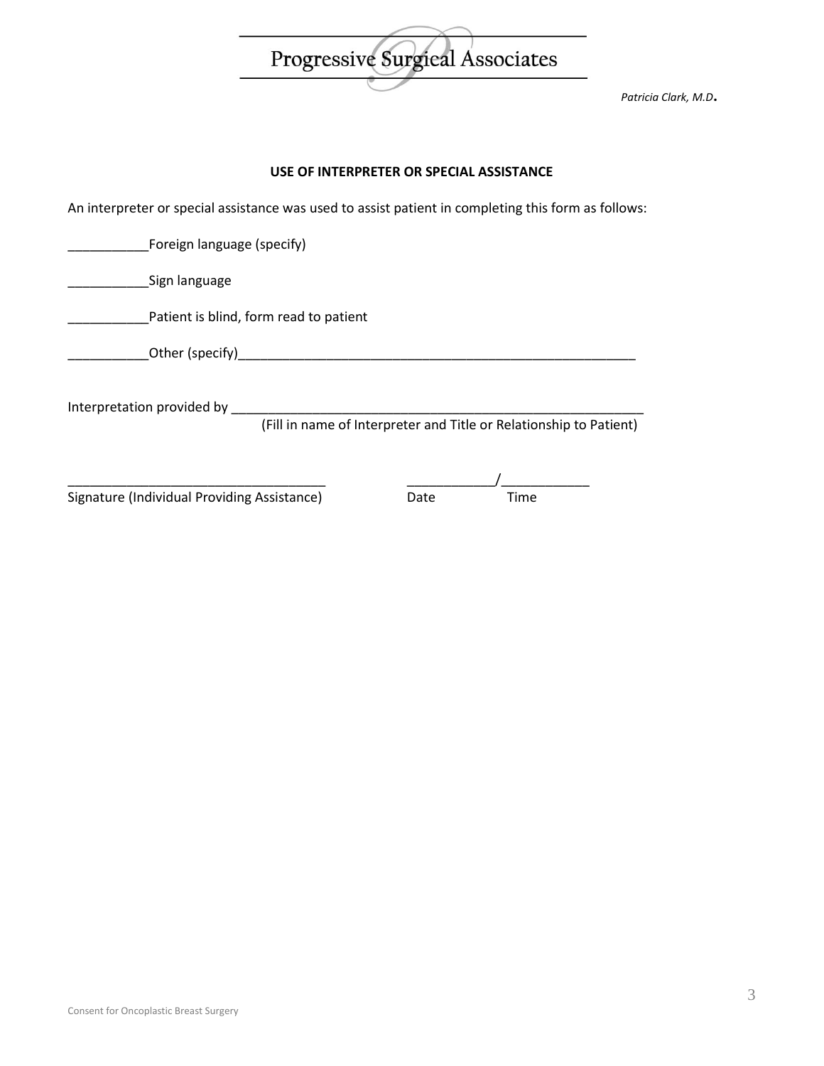Progressive Surgical Associates

*Patricia Clark, M.D.*

**USE OF INTERPRETER OR SPECIAL ASSISTANCE**

An interpreter or special assistance was used to assist patient in completing this form as follows:

___________Foreign language (specify)

___________Sign language

___________Patient is blind, form read to patient

___________Other (specify)_________________________________________________________

Interpretation provided by ___________________________________________________________
(Fill in name of Interpreter and Title or Relationship to Patient)

___________________________________ ____________/____________
Signature (Individual Providing Assistance) Date Time